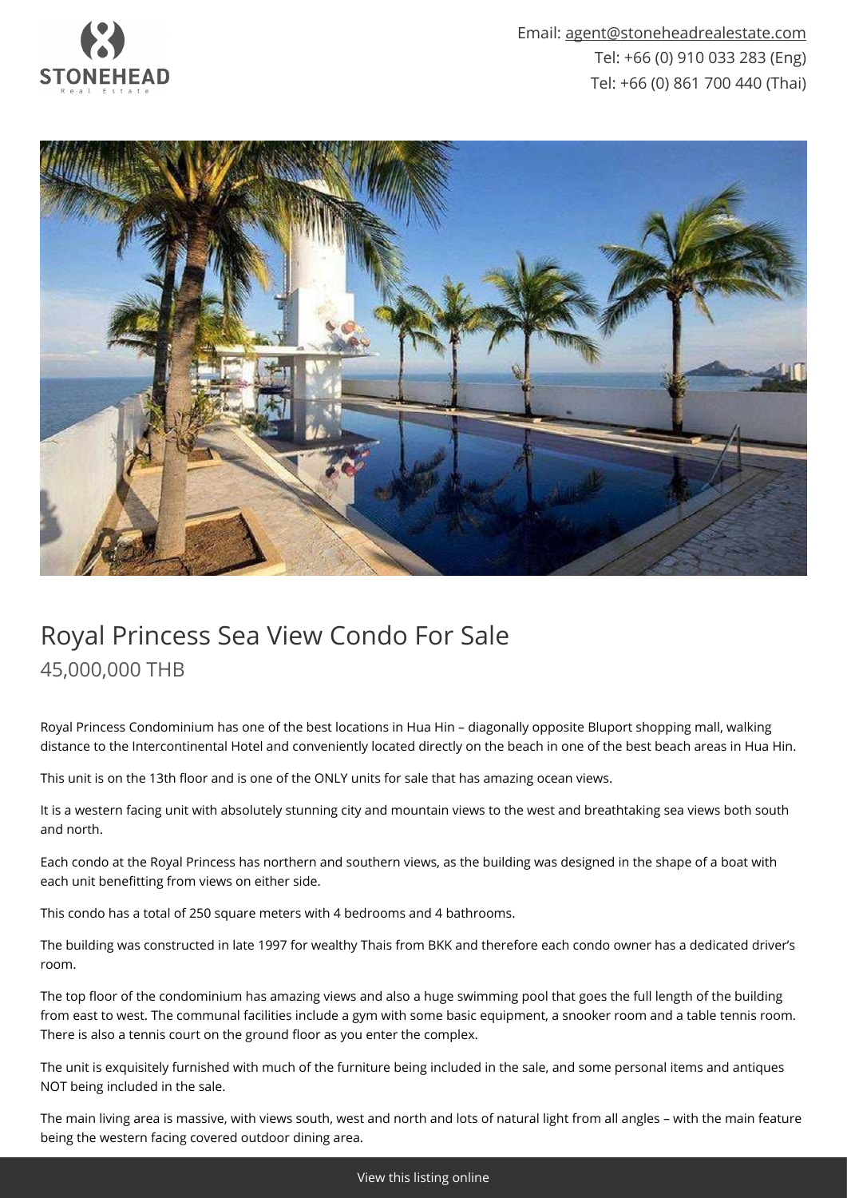Email: agent@stoneheadrealestate.com
Tel: +66 (0) 910 033 283 (Eng)
Tel: +66 (0) 861 700 440 (Thai)

# Royal Princess Sea View Condo For Sale

## 45,000,000 THB

Royal Princess Condominium has one of the best locations in Hua Hin – diagonally opposite Bluport shopping mall, walking distance to the Intercontinental Hotel and conveniently located directly on the beach in one of the best beach areas in Hua Hin.

This unit is on the 13th floor and is one of the ONLY units for sale that has amazing ocean views.

It is a western facing unit with absolutely stunning city and mountain views to the west and breathtaking sea views both south and north.

Each condo at the Royal Princess has northern and southern views, as the building was designed in the shape of a boat with each unit benefitting from views on either side.

This condo has a total of 250 square meters with 4 bedrooms and 4 bathrooms.

The building was constructed in late 1997 for wealthy Thais from BKK and therefore each condo owner has a dedicated driver's room.

The top floor of the condominium has amazing views and also a huge swimming pool that goes the full length of the building from east to west. The communal facilities include a gym with some basic equipment, a snooker room and a table tennis room. There is also a tennis court on the ground floor as you enter the complex.

The unit is exquisitely furnished with much of the furniture being included in the sale, and some personal items and antiques NOT being included in the sale.

The main living area is massive, with views south, west and north and lots of natural light from all angles – with the main feature being the western facing covered outdoor dining area.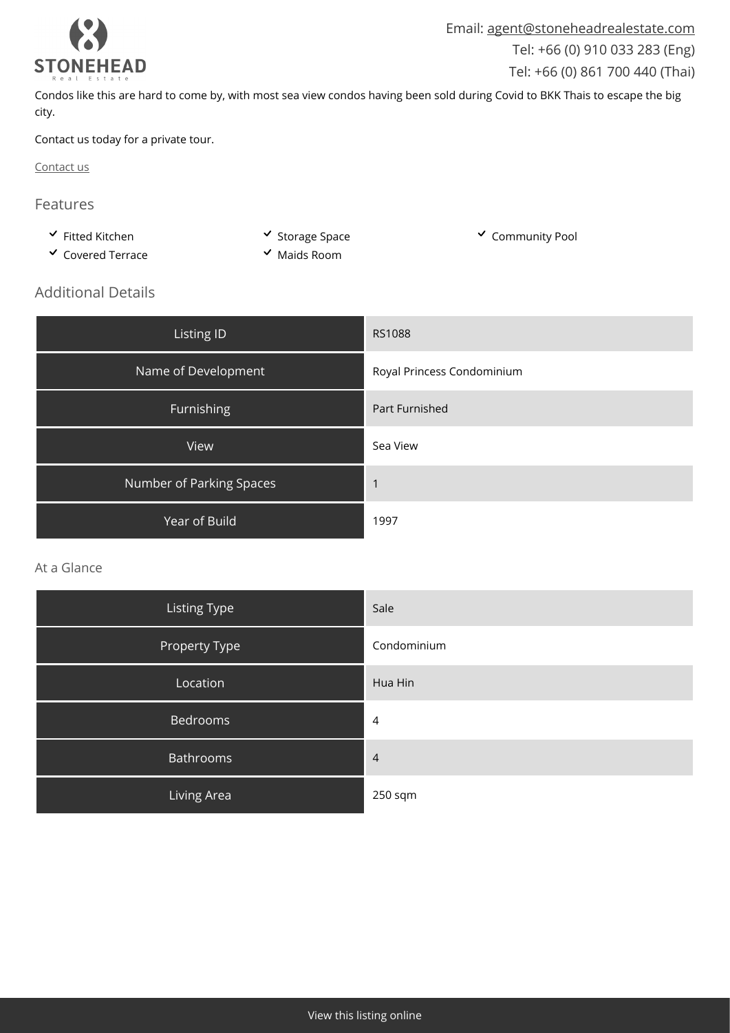Condos like this are hard to come by, with most sea view condos having been sold during Covid to BKK Thais to escape the big city.

Contact us today for a private tour.

Contact us

## Features

- Fitted Kitchen
- Covered Terrace
- Storage Space
- Maids Room
- Community Pool

## Additional Details

| | |
|---|---|
| Listing ID | RS1088 |
| Name of Development | Royal Princess Condominium |
| Furnishing | Part Furnished |
| View | Sea View |
| Number of Parking Spaces | 1 |
| Year of Build | 1997 |

### At a Glance

| | |
|---|---|
| Listing Type | Sale |
| Property Type | Condominium |
| Location | Hua Hin |
| Bedrooms | 4 |
| Bathrooms | 4 |
| Living Area | 250 sqm |

View this listing online